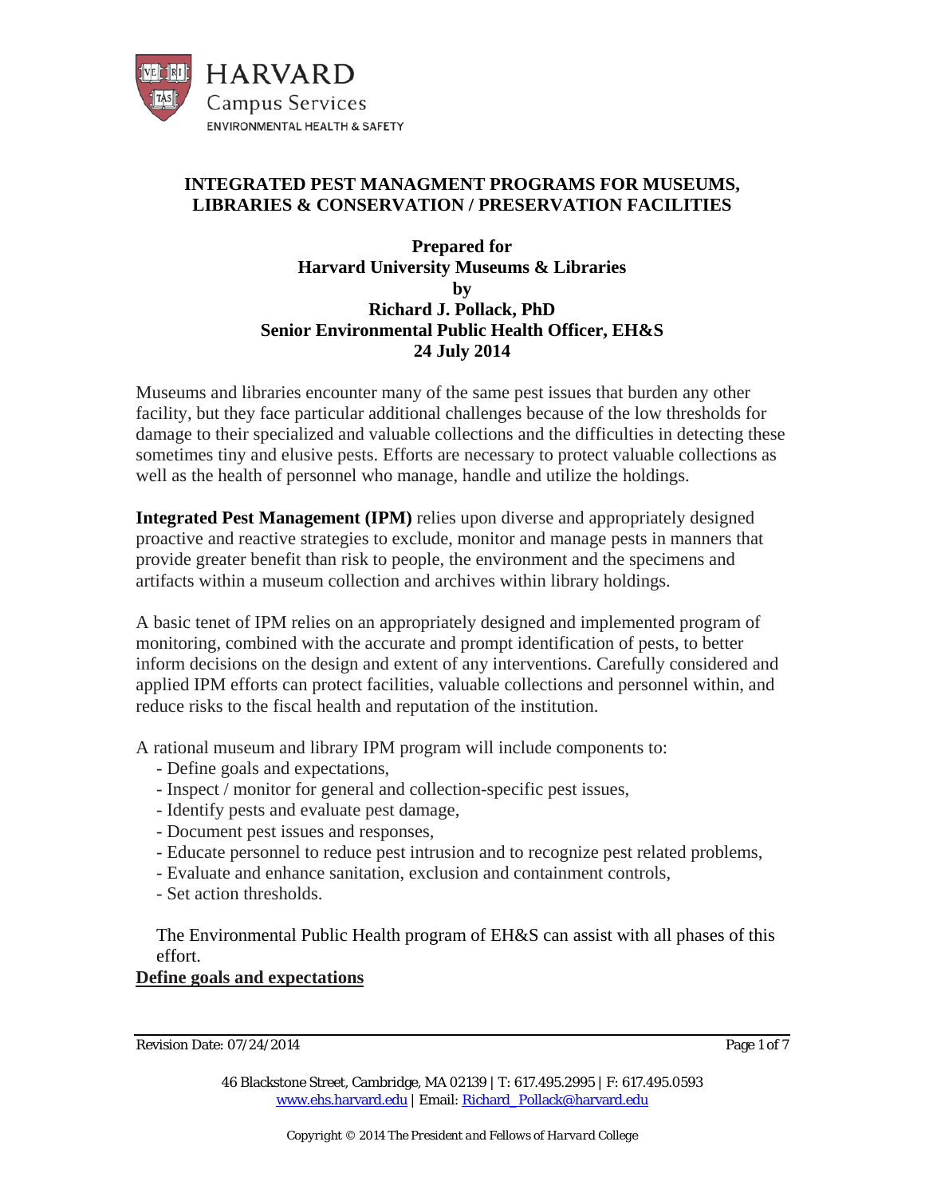HARVARD
Campus Services
ENVIRONMENTAL HEALTH & SAFETY

# INTEGRATED PEST MANAGMENT PROGRAMS FOR MUSEUMS, LIBRARIES & CONSERVATION / PRESERVATION FACILITIES

**Prepared for**
**Harvard University Museums & Libraries**
**by**
**Richard J. Pollack, PhD**
**Senior Environmental Public Health Officer, EH&S**
**24 July 2014**

Museums and libraries encounter many of the same pest issues that burden any other facility, but they face particular additional challenges because of the low thresholds for damage to their specialized and valuable collections and the difficulties in detecting these sometimes tiny and elusive pests. Efforts are necessary to protect valuable collections as well as the health of personnel who manage, handle and utilize the holdings.

**Integrated Pest Management (IPM)** relies upon diverse and appropriately designed proactive and reactive strategies to exclude, monitor and manage pests in manners that provide greater benefit than risk to people, the environment and the specimens and artifacts within a museum collection and archives within library holdings.

A basic tenet of IPM relies on an appropriately designed and implemented program of monitoring, combined with the accurate and prompt identification of pests, to better inform decisions on the design and extent of any interventions. Carefully considered and applied IPM efforts can protect facilities, valuable collections and personnel within, and reduce risks to the fiscal health and reputation of the institution.

A rational museum and library IPM program will include components to:

- Define goals and expectations,
- Inspect / monitor for general and collection-specific pest issues,
- Identify pests and evaluate pest damage,
- Document pest issues and responses,
- Educate personnel to reduce pest intrusion and to recognize pest related problems,
- Evaluate and enhance sanitation, exclusion and containment controls,
- Set action thresholds.

The Environmental Public Health program of EH&S can assist with all phases of this effort.

## Define goals and expectations

46 Blackstone Street, Cambridge, MA 02139 | T: 617.495.2995 | F: 617.495.0593
www.ehs.harvard.edu | Email: Richard_Pollack@harvard.edu

*Copyright © 2014 The President and Fellows of Harvard College*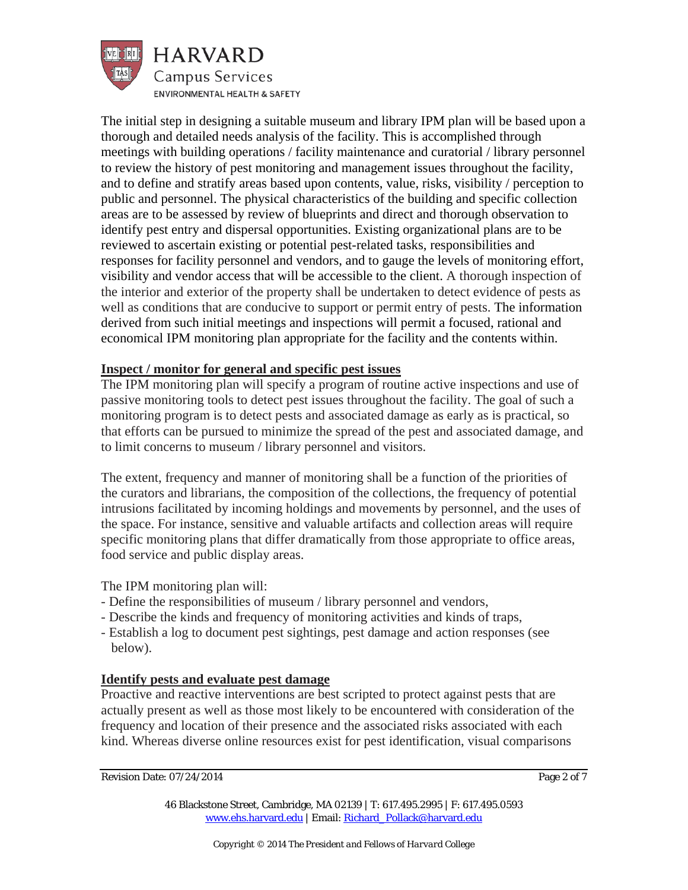The initial step in designing a suitable museum and library IPM plan will be based upon a thorough and detailed needs analysis of the facility. This is accomplished through meetings with building operations / facility maintenance and curatorial / library personnel to review the history of pest monitoring and management issues throughout the facility, and to define and stratify areas based upon contents, value, risks, visibility / perception to public and personnel. The physical characteristics of the building and specific collection areas are to be assessed by review of blueprints and direct and thorough observation to identify pest entry and dispersal opportunities. Existing organizational plans are to be reviewed to ascertain existing or potential pest-related tasks, responsibilities and responses for facility personnel and vendors, and to gauge the levels of monitoring effort, visibility and vendor access that will be accessible to the client. A thorough inspection of the interior and exterior of the property shall be undertaken to detect evidence of pests as well as conditions that are conducive to support or permit entry of pests. The information derived from such initial meetings and inspections will permit a focused, rational and economical IPM monitoring plan appropriate for the facility and the contents within.

## Inspect / monitor for general and specific pest issues

The IPM monitoring plan will specify a program of routine active inspections and use of passive monitoring tools to detect pest issues throughout the facility. The goal of such a monitoring program is to detect pests and associated damage as early as is practical, so that efforts can be pursued to minimize the spread of the pest and associated damage, and to limit concerns to museum / library personnel and visitors.

The extent, frequency and manner of monitoring shall be a function of the priorities of the curators and librarians, the composition of the collections, the frequency of potential intrusions facilitated by incoming holdings and movements by personnel, and the uses of the space. For instance, sensitive and valuable artifacts and collection areas will require specific monitoring plans that differ dramatically from those appropriate to office areas, food service and public display areas.

The IPM monitoring plan will:

- Define the responsibilities of museum / library personnel and vendors,
- Describe the kinds and frequency of monitoring activities and kinds of traps,
- Establish a log to document pest sightings, pest damage and action responses (see below).

## Identify pests and evaluate pest damage

Proactive and reactive interventions are best scripted to protect against pests that are actually present as well as those most likely to be encountered with consideration of the frequency and location of their presence and the associated risks associated with each kind. Whereas diverse online resources exist for pest identification, visual comparisons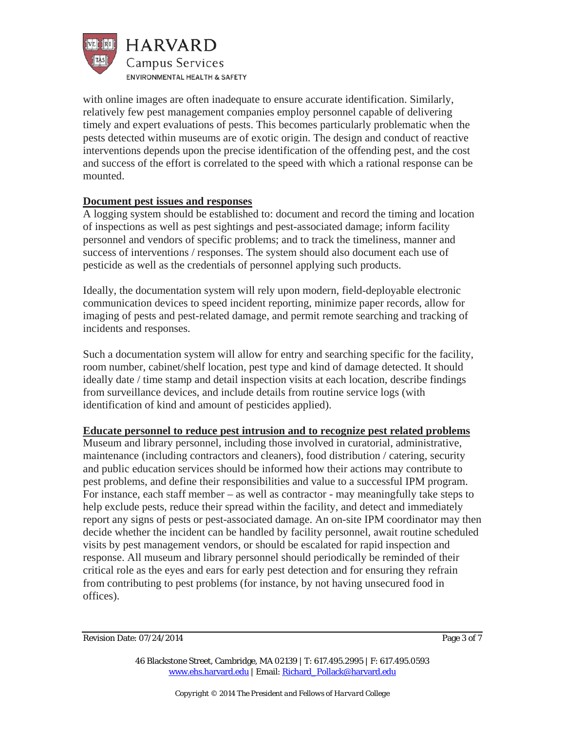with online images are often inadequate to ensure accurate identification. Similarly, relatively few pest management companies employ personnel capable of delivering timely and expert evaluations of pests. This becomes particularly problematic when the pests detected within museums are of exotic origin. The design and conduct of reactive interventions depends upon the precise identification of the offending pest, and the cost and success of the effort is correlated to the speed with which a rational response can be mounted.

**Document pest issues and responses**

A logging system should be established to: document and record the timing and location of inspections as well as pest sightings and pest-associated damage; inform facility personnel and vendors of specific problems; and to track the timeliness, manner and success of interventions / responses. The system should also document each use of pesticide as well as the credentials of personnel applying such products.

Ideally, the documentation system will rely upon modern, field-deployable electronic communication devices to speed incident reporting, minimize paper records, allow for imaging of pests and pest-related damage, and permit remote searching and tracking of incidents and responses.

Such a documentation system will allow for entry and searching specific for the facility, room number, cabinet/shelf location, pest type and kind of damage detected. It should ideally date / time stamp and detail inspection visits at each location, describe findings from surveillance devices, and include details from routine service logs (with identification of kind and amount of pesticides applied).

**Educate personnel to reduce pest intrusion and to recognize pest related problems**

Museum and library personnel, including those involved in curatorial, administrative, maintenance (including contractors and cleaners), food distribution / catering, security and public education services should be informed how their actions may contribute to pest problems, and define their responsibilities and value to a successful IPM program. For instance, each staff member – as well as contractor - may meaningfully take steps to help exclude pests, reduce their spread within the facility, and detect and immediately report any signs of pests or pest-associated damage. An on-site IPM coordinator may then decide whether the incident can be handled by facility personnel, await routine scheduled visits by pest management vendors, or should be escalated for rapid inspection and response. All museum and library personnel should periodically be reminded of their critical role as the eyes and ears for early pest detection and for ensuring they refrain from contributing to pest problems (for instance, by not having unsecured food in offices).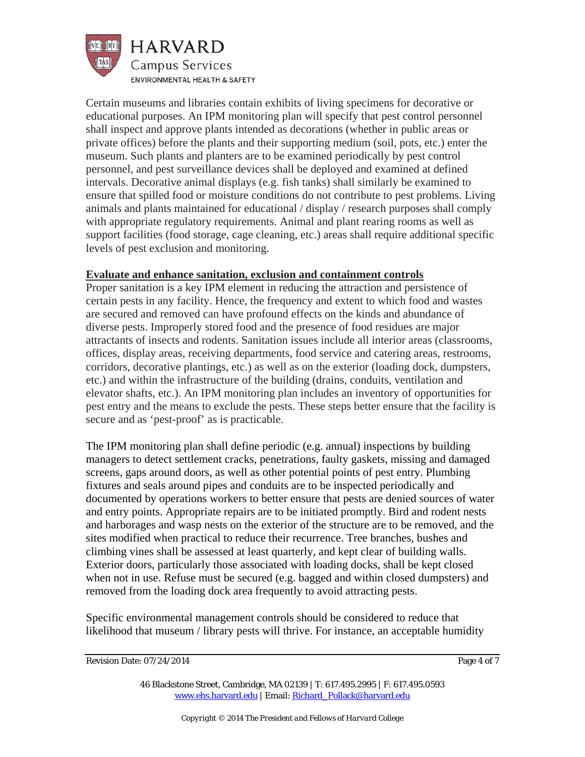Certain museums and libraries contain exhibits of living specimens for decorative or educational purposes. An IPM monitoring plan will specify that pest control personnel shall inspect and approve plants intended as decorations (whether in public areas or private offices) before the plants and their supporting medium (soil, pots, etc.) enter the museum. Such plants and planters are to be examined periodically by pest control personnel, and pest surveillance devices shall be deployed and examined at defined intervals. Decorative animal displays (e.g. fish tanks) shall similarly be examined to ensure that spilled food or moisture conditions do not contribute to pest problems. Living animals and plants maintained for educational / display / research purposes shall comply with appropriate regulatory requirements. Animal and plant rearing rooms as well as support facilities (food storage, cage cleaning, etc.) areas shall require additional specific levels of pest exclusion and monitoring.

**Evaluate and enhance sanitation, exclusion and containment controls**

Proper sanitation is a key IPM element in reducing the attraction and persistence of certain pests in any facility. Hence, the frequency and extent to which food and wastes are secured and removed can have profound effects on the kinds and abundance of diverse pests. Improperly stored food and the presence of food residues are major attractants of insects and rodents. Sanitation issues include all interior areas (classrooms, offices, display areas, receiving departments, food service and catering areas, restrooms, corridors, decorative plantings, etc.) as well as on the exterior (loading dock, dumpsters, etc.) and within the infrastructure of the building (drains, conduits, ventilation and elevator shafts, etc.). An IPM monitoring plan includes an inventory of opportunities for pest entry and the means to exclude the pests. These steps better ensure that the facility is secure and as 'pest-proof' as is practicable.

The IPM monitoring plan shall define periodic (e.g. annual) inspections by building managers to detect settlement cracks, penetrations, faulty gaskets, missing and damaged screens, gaps around doors, as well as other potential points of pest entry. Plumbing fixtures and seals around pipes and conduits are to be inspected periodically and documented by operations workers to better ensure that pests are denied sources of water and entry points. Appropriate repairs are to be initiated promptly. Bird and rodent nests and harborages and wasp nests on the exterior of the structure are to be removed, and the sites modified when practical to reduce their recurrence. Tree branches, bushes and climbing vines shall be assessed at least quarterly, and kept clear of building walls. Exterior doors, particularly those associated with loading docks, shall be kept closed when not in use. Refuse must be secured (e.g. bagged and within closed dumpsters) and removed from the loading dock area frequently to avoid attracting pests.

Specific environmental management controls should be considered to reduce that likelihood that museum / library pests will thrive. For instance, an acceptable humidity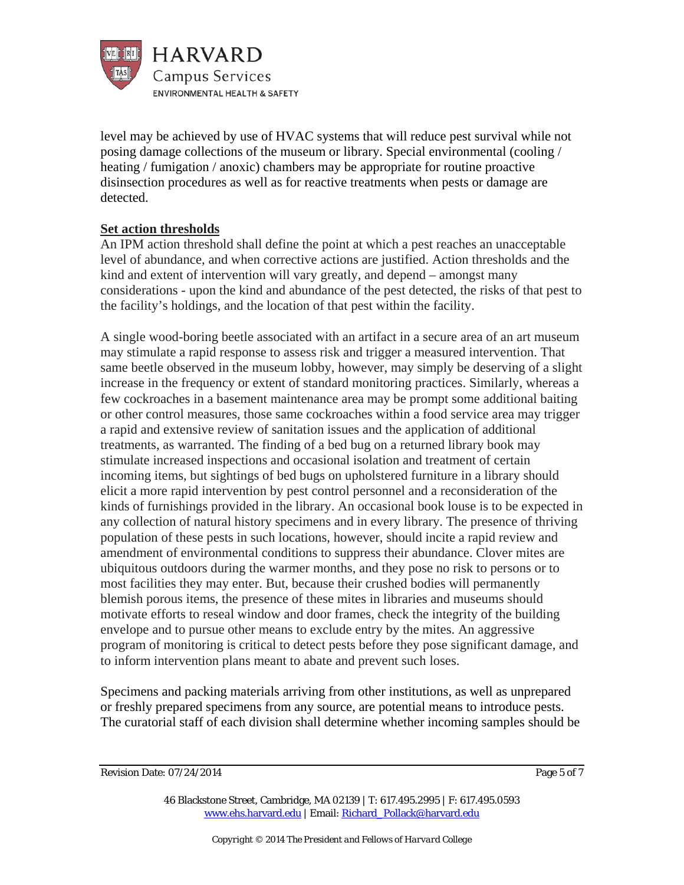level may be achieved by use of HVAC systems that will reduce pest survival while not posing damage collections of the museum or library. Special environmental (cooling / heating / fumigation / anoxic) chambers may be appropriate for routine proactive disinsection procedures as well as for reactive treatments when pests or damage are detected.

**Set action thresholds**

An IPM action threshold shall define the point at which a pest reaches an unacceptable level of abundance, and when corrective actions are justified. Action thresholds and the kind and extent of intervention will vary greatly, and depend – amongst many considerations - upon the kind and abundance of the pest detected, the risks of that pest to the facility's holdings, and the location of that pest within the facility.

A single wood-boring beetle associated with an artifact in a secure area of an art museum may stimulate a rapid response to assess risk and trigger a measured intervention. That same beetle observed in the museum lobby, however, may simply be deserving of a slight increase in the frequency or extent of standard monitoring practices. Similarly, whereas a few cockroaches in a basement maintenance area may be prompt some additional baiting or other control measures, those same cockroaches within a food service area may trigger a rapid and extensive review of sanitation issues and the application of additional treatments, as warranted. The finding of a bed bug on a returned library book may stimulate increased inspections and occasional isolation and treatment of certain incoming items, but sightings of bed bugs on upholstered furniture in a library should elicit a more rapid intervention by pest control personnel and a reconsideration of the kinds of furnishings provided in the library. An occasional book louse is to be expected in any collection of natural history specimens and in every library. The presence of thriving population of these pests in such locations, however, should incite a rapid review and amendment of environmental conditions to suppress their abundance. Clover mites are ubiquitous outdoors during the warmer months, and they pose no risk to persons or to most facilities they may enter. But, because their crushed bodies will permanently blemish porous items, the presence of these mites in libraries and museums should motivate efforts to reseal window and door frames, check the integrity of the building envelope and to pursue other means to exclude entry by the mites. An aggressive program of monitoring is critical to detect pests before they pose significant damage, and to inform intervention plans meant to abate and prevent such loses.

Specimens and packing materials arriving from other institutions, as well as unprepared or freshly prepared specimens from any source, are potential means to introduce pests. The curatorial staff of each division shall determine whether incoming samples should be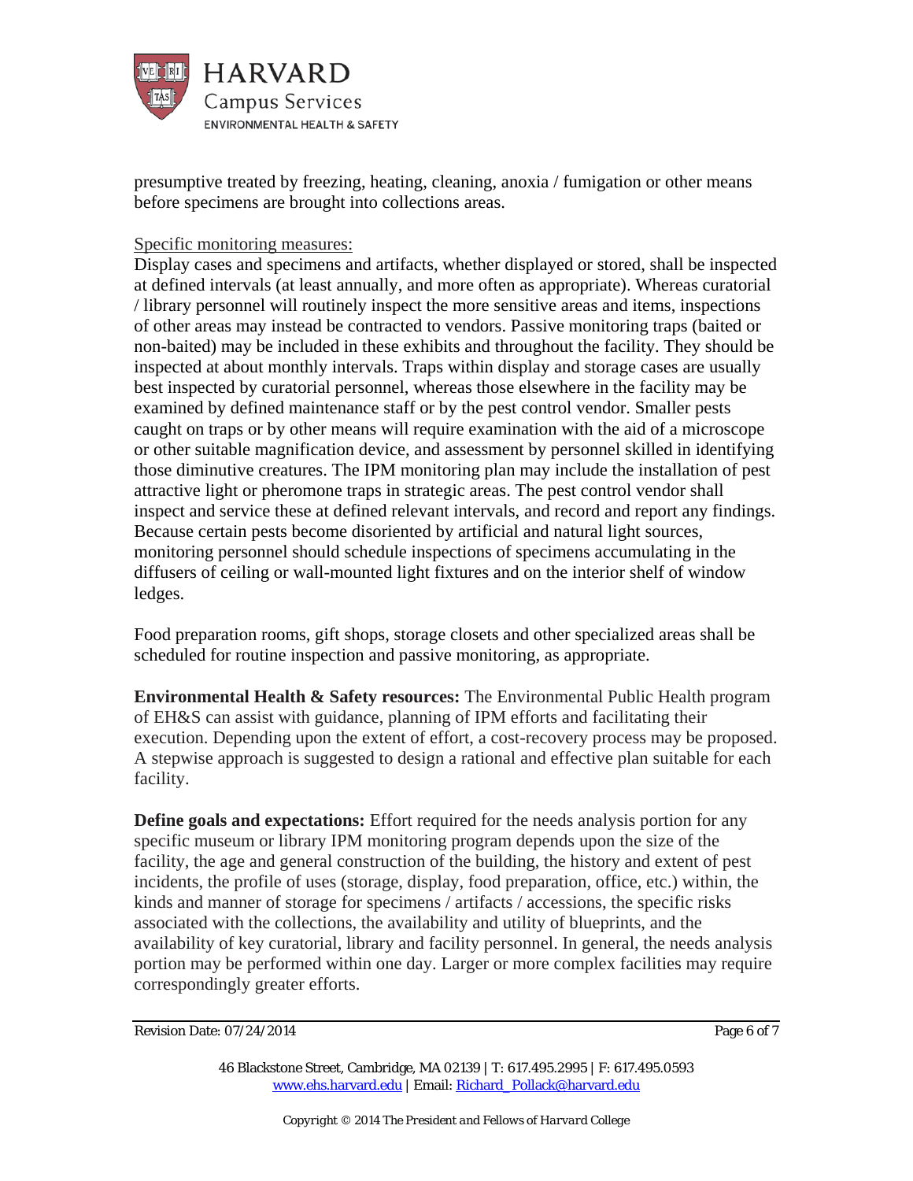presumptive treated by freezing, heating, cleaning, anoxia / fumigation or other means before specimens are brought into collections areas.

Specific monitoring measures:

Display cases and specimens and artifacts, whether displayed or stored, shall be inspected at defined intervals (at least annually, and more often as appropriate). Whereas curatorial / library personnel will routinely inspect the more sensitive areas and items, inspections of other areas may instead be contracted to vendors. Passive monitoring traps (baited or non-baited) may be included in these exhibits and throughout the facility. They should be inspected at about monthly intervals. Traps within display and storage cases are usually best inspected by curatorial personnel, whereas those elsewhere in the facility may be examined by defined maintenance staff or by the pest control vendor. Smaller pests caught on traps or by other means will require examination with the aid of a microscope or other suitable magnification device, and assessment by personnel skilled in identifying those diminutive creatures. The IPM monitoring plan may include the installation of pest attractive light or pheromone traps in strategic areas. The pest control vendor shall inspect and service these at defined relevant intervals, and record and report any findings. Because certain pests become disoriented by artificial and natural light sources, monitoring personnel should schedule inspections of specimens accumulating in the diffusers of ceiling or wall-mounted light fixtures and on the interior shelf of window ledges.

Food preparation rooms, gift shops, storage closets and other specialized areas shall be scheduled for routine inspection and passive monitoring, as appropriate.

**Environmental Health & Safety resources:** The Environmental Public Health program of EH&S can assist with guidance, planning of IPM efforts and facilitating their execution. Depending upon the extent of effort, a cost-recovery process may be proposed. A stepwise approach is suggested to design a rational and effective plan suitable for each facility.

**Define goals and expectations:** Effort required for the needs analysis portion for any specific museum or library IPM monitoring program depends upon the size of the facility, the age and general construction of the building, the history and extent of pest incidents, the profile of uses (storage, display, food preparation, office, etc.) within, the kinds and manner of storage for specimens / artifacts / accessions, the specific risks associated with the collections, the availability and utility of blueprints, and the availability of key curatorial, library and facility personnel. In general, the needs analysis portion may be performed within one day. Larger or more complex facilities may require correspondingly greater efforts.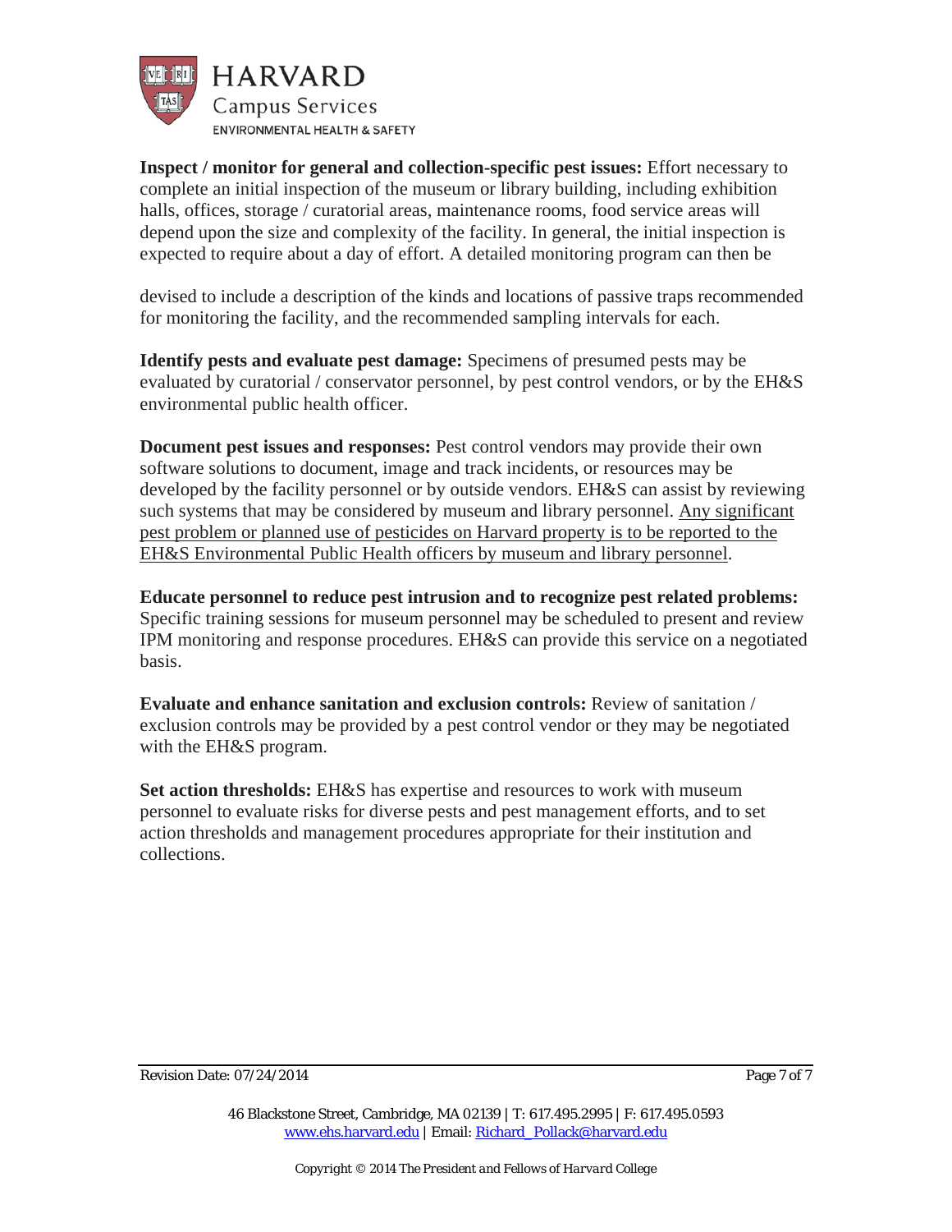**Inspect / monitor for general and collection-specific pest issues:** Effort necessary to complete an initial inspection of the museum or library building, including exhibition halls, offices, storage / curatorial areas, maintenance rooms, food service areas will depend upon the size and complexity of the facility. In general, the initial inspection is expected to require about a day of effort. A detailed monitoring program can then be devised to include a description of the kinds and locations of passive traps recommended for monitoring the facility, and the recommended sampling intervals for each.

**Identify pests and evaluate pest damage:** Specimens of presumed pests may be evaluated by curatorial / conservator personnel, by pest control vendors, or by the EH&S environmental public health officer.

**Document pest issues and responses:** Pest control vendors may provide their own software solutions to document, image and track incidents, or resources may be developed by the facility personnel or by outside vendors. EH&S can assist by reviewing such systems that may be considered by museum and library personnel. Any significant pest problem or planned use of pesticides on Harvard property is to be reported to the EH&S Environmental Public Health officers by museum and library personnel.

**Educate personnel to reduce pest intrusion and to recognize pest related problems:** Specific training sessions for museum personnel may be scheduled to present and review IPM monitoring and response procedures. EH&S can provide this service on a negotiated basis.

**Evaluate and enhance sanitation and exclusion controls:** Review of sanitation / exclusion controls may be provided by a pest control vendor or they may be negotiated with the EH&S program.

**Set action thresholds:** EH&S has expertise and resources to work with museum personnel to evaluate risks for diverse pests and pest management efforts, and to set action thresholds and management procedures appropriate for their institution and collections.